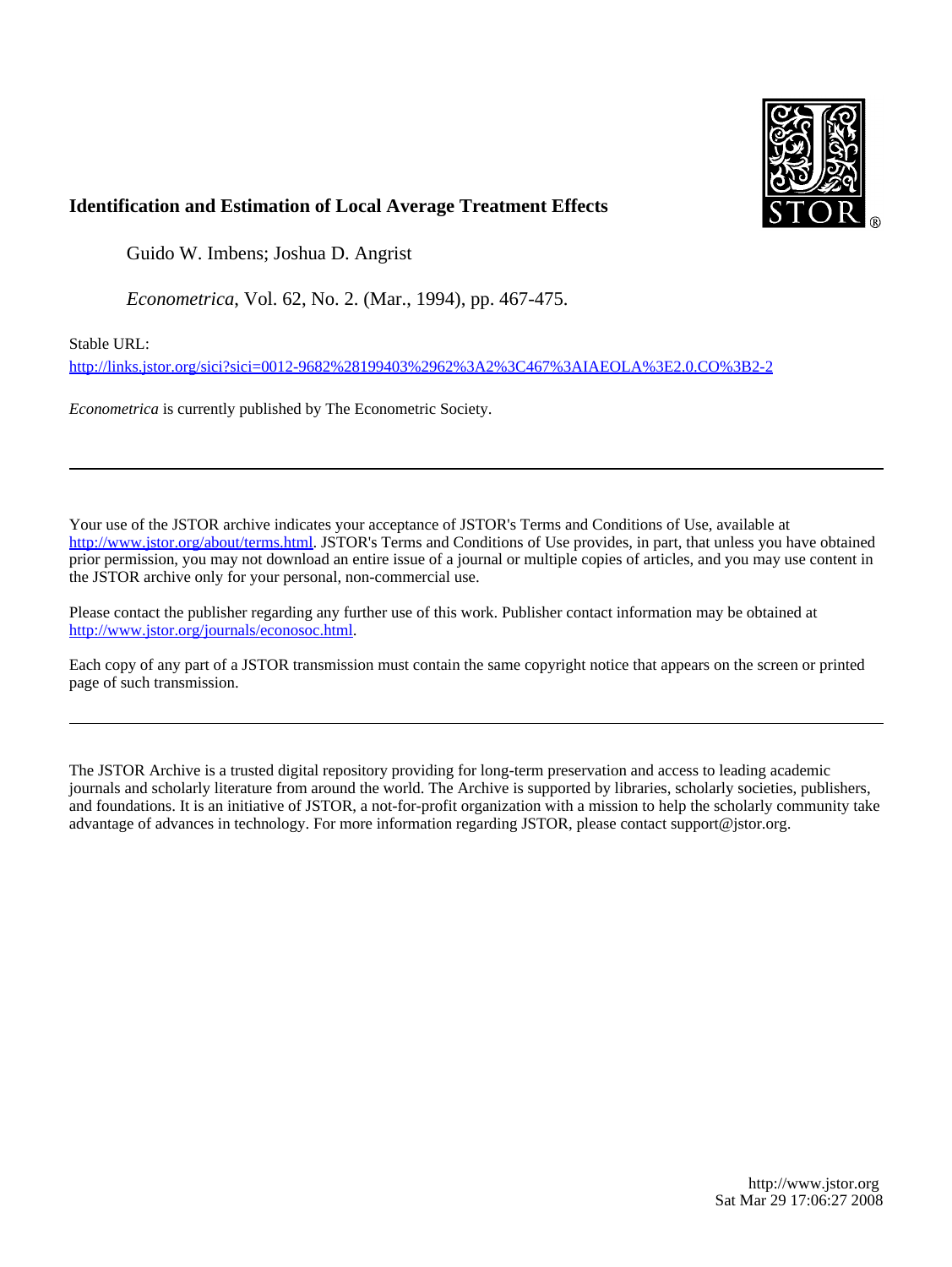**Identification and Estimation of Local Average Treatment Effects**

Guido W. Imbens; Joshua D. Angrist

*Econometrica*, Vol. 62, No. 2. (Mar., 1994), pp. 467-475.

Stable URL:

http://links.jstor.org/sici?sici=0012-9682%28199403%2962%3A2%3C467%3AIAEOLA%3E2.0.CO%3B2-2

*Econometrica* is currently published by The Econometric Society.

---

Your use of the JSTOR archive indicates your acceptance of JSTOR's Terms and Conditions of Use, available at http://www.jstor.org/about/terms.html. JSTOR's Terms and Conditions of Use provides, in part, that unless you have obtained prior permission, you may not download an entire issue of a journal or multiple copies of articles, and you may use content in the JSTOR archive only for your personal, non-commercial use.

Please contact the publisher regarding any further use of this work. Publisher contact information may be obtained at http://www.jstor.org/journals/econosoc.html.

Each copy of any part of a JSTOR transmission must contain the same copyright notice that appears on the screen or printed page of such transmission.

---

The JSTOR Archive is a trusted digital repository providing for long-term preservation and access to leading academic journals and scholarly literature from around the world. The Archive is supported by libraries, scholarly societies, publishers, and foundations. It is an initiative of JSTOR, a not-for-profit organization with a mission to help the scholarly community take advantage of advances in technology. For more information regarding JSTOR, please contact support@jstor.org.

http://www.jstor.org
Sat Mar 29 17:06:27 2008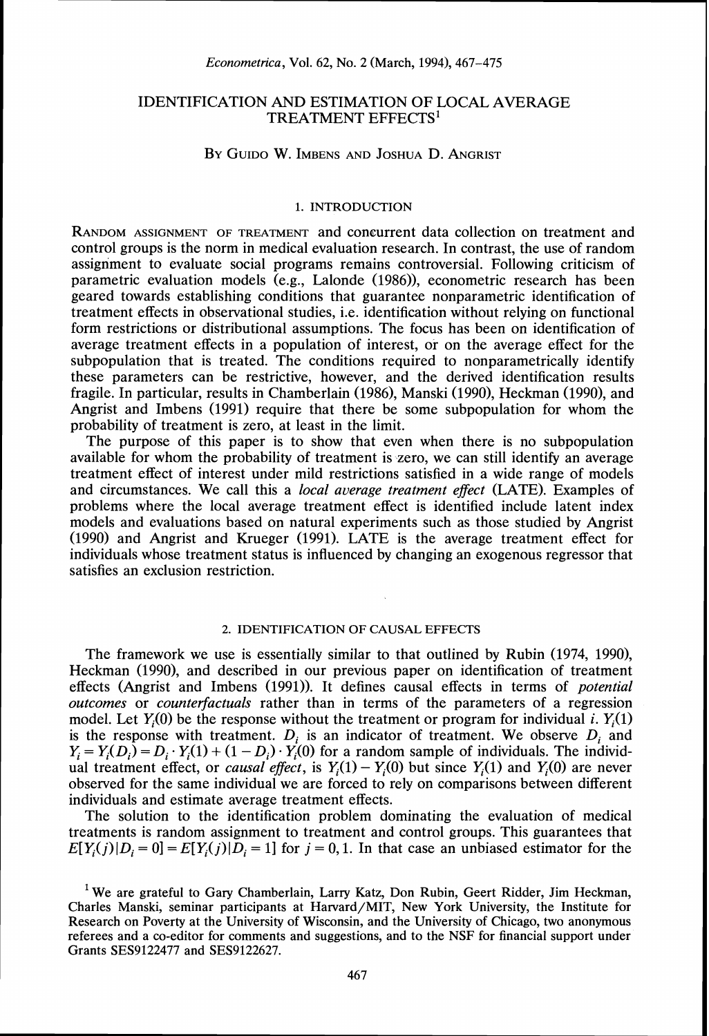# IDENTIFICATION AND ESTIMATION OF LOCAL AVERAGE TREATMENT EFFECTS[1]

By Guido W. Imbens and Joshua D. Angrist

## 1. INTRODUCTION

Random assignment of treatment and concurrent data collection on treatment and control groups is the norm in medical evaluation research. In contrast, the use of random assignment to evaluate social programs remains controversial. Following criticism of parametric evaluation models (e.g., Lalonde (1986)), econometric research has been geared towards establishing conditions that guarantee nonparametric identification of treatment effects in observational studies, i.e. identification without relying on functional form restrictions or distributional assumptions. The focus has been on identification of average treatment effects in a population of interest, or on the average effect for the subpopulation that is treated. The conditions required to nonparametrically identify these parameters can be restrictive, however, and the derived identification results fragile. In particular, results in Chamberlain (1986), Manski (1990), Heckman (1990), and Angrist and Imbens (1991) require that there be some subpopulation for whom the probability of treatment is zero, at least in the limit.

The purpose of this paper is to show that even when there is no subpopulation available for whom the probability of treatment is zero, we can still identify an average treatment effect of interest under mild restrictions satisfied in a wide range of models and circumstances. We call this a *local average treatment effect* (LATE). Examples of problems where the local average treatment effect is identified include latent index models and evaluations based on natural experiments such as those studied by Angrist (1990) and Angrist and Krueger (1991). LATE is the average treatment effect for individuals whose treatment status is influenced by changing an exogenous regressor that satisfies an exclusion restriction.

## 2. IDENTIFICATION OF CAUSAL EFFECTS

The framework we use is essentially similar to that outlined by Rubin (1974, 1990), Heckman (1990), and described in our previous paper on identification of treatment effects (Angrist and Imbens (1991)). It defines causal effects in terms of *potential outcomes* or *counterfactuals* rather than in terms of the parameters of a regression model. Let $Y_i(0)$ be the response without the treatment or program for individual $i$. $Y_i(1)$ is the response with treatment. $D_i$ is an indicator of treatment. We observe $D_i$ and $Y_i = Y_i(D_i) = D_i \cdot Y_i(1) + (1 - D_i) \cdot Y_i(0)$ for a random sample of individuals. The individual treatment effect, or *causal effect*, is $Y_i(1) - Y_i(0)$ but since $Y_i(1)$ and $Y_i(0)$ are never observed for the same individual we are forced to rely on comparisons between different individuals and estimate average treatment effects.

The solution to the identification problem dominating the evaluation of medical treatments is random assignment to treatment and control groups. This guarantees that $E[Y_i(j)|D_i = 0] = E[Y_i(j)|D_i = 1]$ for $j = 0, 1$. In that case an unbiased estimator for the

[1] We are grateful to Gary Chamberlain, Larry Katz, Don Rubin, Geert Ridder, Jim Heckman, Charles Manski, seminar participants at Harvard/MIT, New York University, the Institute for Research on Poverty at the University of Wisconsin, and the University of Chicago, two anonymous referees and a co-editor for comments and suggestions, and to the NSF for financial support under Grants SES9122477 and SES9122627.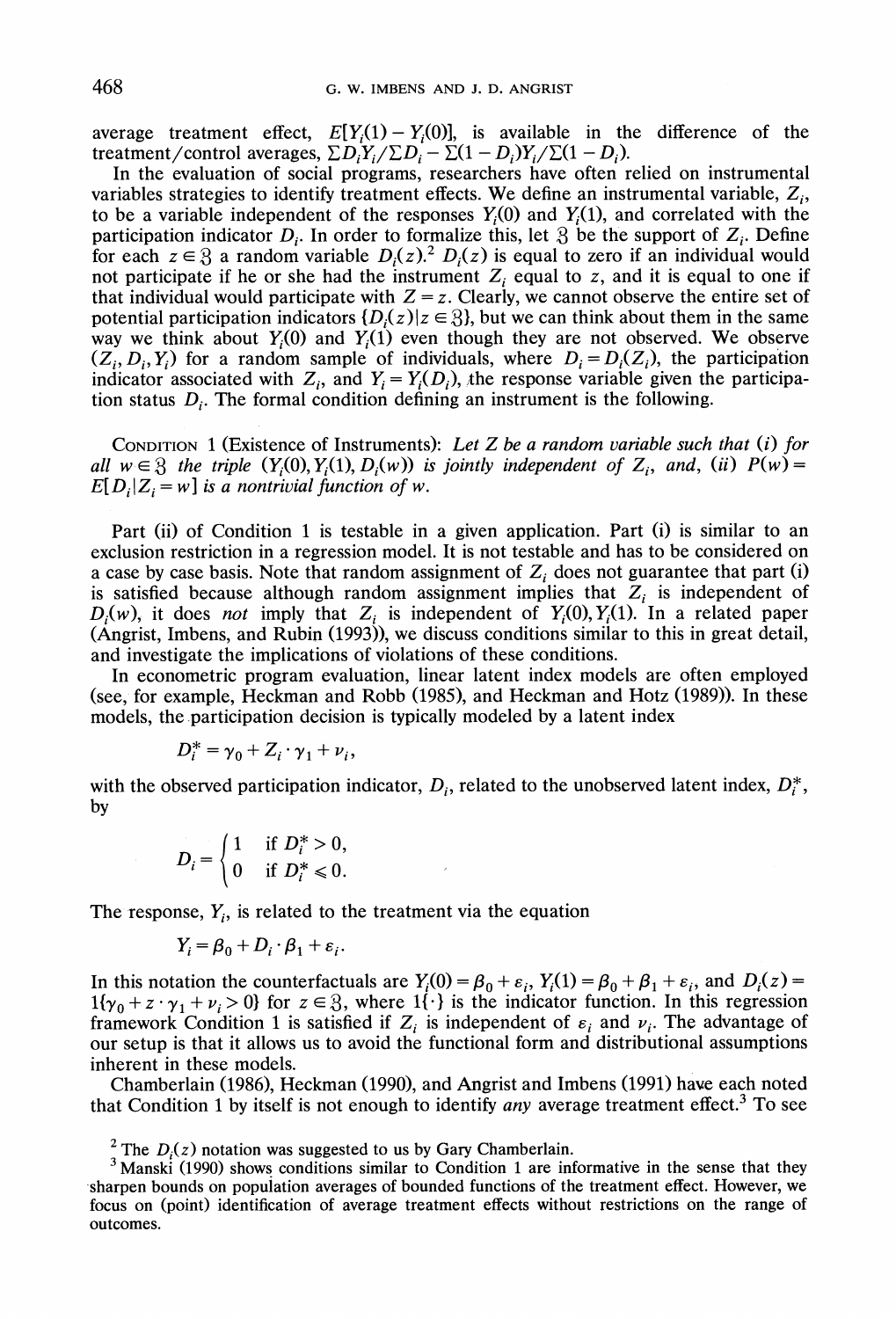average treatment effect, $E[Y_i(1) - Y_i(0)]$, is available in the difference of the treatment/control averages, $\Sigma D_i Y_i / \Sigma D_i - \Sigma(1 - D_i)Y_i / \Sigma(1 - D_i)$.

In the evaluation of social programs, researchers have often relied on instrumental variables strategies to identify treatment effects. We define an instrumental variable, $Z_i$, to be a variable independent of the responses $Y_i(0)$ and $Y_i(1)$, and correlated with the participation indicator $D_i$. In order to formalize this, let $\mathfrak{Z}$ be the support of $Z_i$. Define for each $z \in \mathfrak{Z}$ a random variable $D_i(z)$.[2] $D_i(z)$ is equal to zero if an individual would not participate if he or she had the instrument $Z_i$ equal to $z$, and it is equal to one if that individual would participate with $Z = z$. Clearly, we cannot observe the entire set of potential participation indicators $\{D_i(z) | z \in \mathfrak{Z}\}$, but we can think about them in the same way we think about $Y_i(0)$ and $Y_i(1)$ even though they are not observed. We observe $(Z_i, D_i, Y_i)$ for a random sample of individuals, where $D_i = D_i(Z_i)$, the participation indicator associated with $Z_i$, and $Y_i = Y_i(D_i)$, the response variable given the participation status $D_i$. The formal condition defining an instrument is the following.

Condition 1 (Existence of Instruments): *Let $Z$ be a random variable such that (i) for all $w \in \mathfrak{Z}$ the triple $(Y_i(0), Y_i(1), D_i(w))$ is jointly independent of $Z_i$, and, (ii) $P(w) = E[D_i | Z_i = w]$ is a nontrivial function of $w$.*

Part (ii) of Condition 1 is testable in a given application. Part (i) is similar to an exclusion restriction in a regression model. It is not testable and has to be considered on a case by case basis. Note that random assignment of $Z_i$ does not guarantee that part (i) is satisfied because although random assignment implies that $Z_i$ is independent of $D_i(w)$, it does *not* imply that $Z_i$ is independent of $Y_i(0), Y_i(1)$. In a related paper (Angrist, Imbens, and Rubin (1993)), we discuss conditions similar to this in great detail, and investigate the implications of violations of these conditions.

In econometric program evaluation, linear latent index models are often employed (see, for example, Heckman and Robb (1985), and Heckman and Hotz (1989)). In these models, the participation decision is typically modeled by a latent index

$$D_i^* = \gamma_0 + Z_i \cdot \gamma_1 + \nu_i,$$

with the observed participation indicator, $D_i$, related to the unobserved latent index, $D_i^*$, by

$$D_i = \begin{cases} 1 & \text{if } D_i^* > 0, \\ 0 & \text{if } D_i^* \leqslant 0. \end{cases}$$

The response, $Y_i$, is related to the treatment via the equation

$$Y_i = \beta_0 + D_i \cdot \beta_1 + \varepsilon_i.$$

In this notation the counterfactuals are $Y_i(0) = \beta_0 + \varepsilon_i$, $Y_i(1) = \beta_0 + \beta_1 + \varepsilon_i$, and $D_i(z) = 1\{\gamma_0 + z \cdot \gamma_1 + \nu_i > 0\}$ for $z \in \mathfrak{Z}$, where $1\{\cdot\}$ is the indicator function. In this regression framework Condition 1 is satisfied if $Z_i$ is independent of $\varepsilon_i$ and $\nu_i$. The advantage of our setup is that it allows us to avoid the functional form and distributional assumptions inherent in these models.

Chamberlain (1986), Heckman (1990), and Angrist and Imbens (1991) have each noted that Condition 1 by itself is not enough to identify *any* average treatment effect.[3] To see

[2] The $D_i(z)$ notation was suggested to us by Gary Chamberlain.

[3] Manski (1990) shows conditions similar to Condition 1 are informative in the sense that they sharpen bounds on population averages of bounded functions of the treatment effect. However, we focus on (point) identification of average treatment effects without restrictions on the range of outcomes.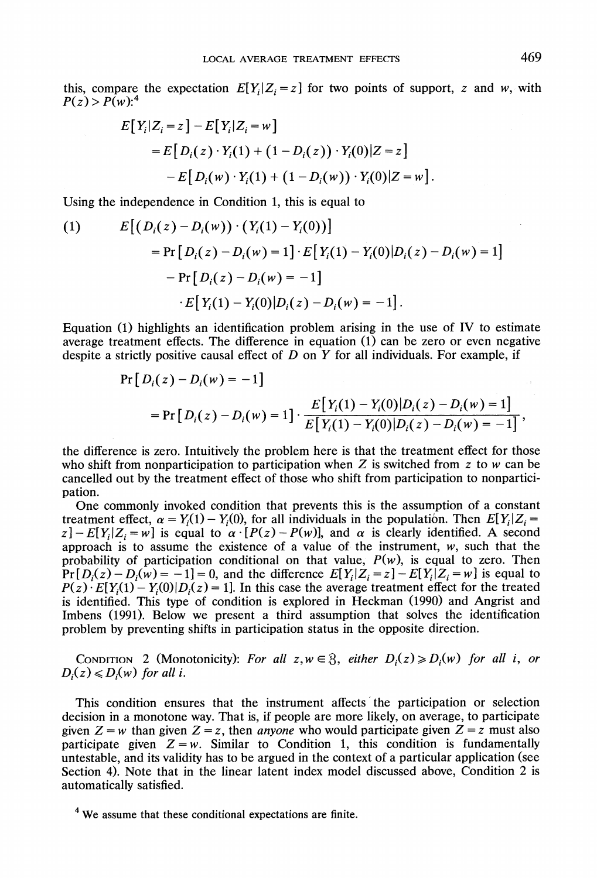this, compare the expectation $E[Y_i|Z_i=z]$ for two points of support, $z$ and $w$, with $P(z)>P(w)$:[4]

$$
\begin{aligned}
&E[Y_i|Z_i=z]-E[Y_i|Z_i=w]\\
&\quad =E[D_i(z)\cdot Y_i(1)+(1-D_i(z))\cdot Y_i(0)|Z=z]\\
&\qquad -E[D_i(w)\cdot Y_i(1)+(1-D_i(w))\cdot Y_i(0)|Z=w].
\end{aligned}
$$

Using the independence in Condition 1, this is equal to

$$
\begin{aligned}
(1)\qquad &E[(D_i(z)-D_i(w))\cdot(Y_i(1)-Y_i(0))]\\
&\quad =\Pr[D_i(z)-D_i(w)=1]\cdot E[Y_i(1)-Y_i(0)|D_i(z)-D_i(w)=1]\\
&\qquad -\Pr[D_i(z)-D_i(w)=-1]\\
&\qquad \cdot E[Y_i(1)-Y_i(0)|D_i(z)-D_i(w)=-1].
\end{aligned}
$$

Equation (1) highlights an identification problem arising in the use of IV to estimate average treatment effects. The difference in equation (1) can be zero or even negative despite a strictly positive causal effect of $D$ on $Y$ for all individuals. For example, if

$$
\begin{aligned}
&\Pr[D_i(z)-D_i(w)=-1]\\
&\quad =\Pr[D_i(z)-D_i(w)=1]\cdot\frac{E[Y_i(1)-Y_i(0)|D_i(z)-D_i(w)=1]}{E[Y_i(1)-Y_i(0)|D_i(z)-D_i(w)=-1]},
\end{aligned}
$$

the difference is zero. Intuitively the problem here is that the treatment effect for those who shift from nonparticipation to participation when $Z$ is switched from $z$ to $w$ can be cancelled out by the treatment effect of those who shift from participation to nonparticipation.

One commonly invoked condition that prevents this is the assumption of a constant treatment effect, $\alpha=Y_i(1)-Y_i(0)$, for all individuals in the population. Then $E[Y_i|Z_i=z]-E[Y_i|Z_i=w]$ is equal to $\alpha\cdot[P(z)-P(w)]$, and $\alpha$ is clearly identified. A second approach is to assume the existence of a value of the instrument, $w$, such that the probability of participation conditional on that value, $P(w)$, is equal to zero. Then $\Pr[D_i(z)-D_i(w)=-1]=0$, and the difference $E[Y_i|Z_i=z]-E[Y_i|Z_i=w]$ is equal to $P(z)\cdot E[Y_i(1)-Y_i(0)|D_i(z)=1]$. In this case the average treatment effect for the treated is identified. This type of condition is explored in Heckman (1990) and Angrist and Imbens (1991). Below we present a third assumption that solves the identification problem by preventing shifts in participation status in the opposite direction.

CONDITION 2 (Monotonicity): *For all $z,w\in\mathfrak{Z}$, either $D_i(z)\geqslant D_i(w)$ for all $i$, or $D_i(z)\leqslant D_i(w)$ for all $i$.*

This condition ensures that the instrument affects the participation or selection decision in a monotone way. That is, if people are more likely, on average, to participate given $Z=w$ than given $Z=z$, then *anyone* who would participate given $Z=z$ must also participate given $Z=w$. Similar to Condition 1, this condition is fundamentally untestable, and its validity has to be argued in the context of a particular application (see Section 4). Note that in the linear latent index model discussed above, Condition 2 is automatically satisfied.

[4] We assume that these conditional expectations are finite.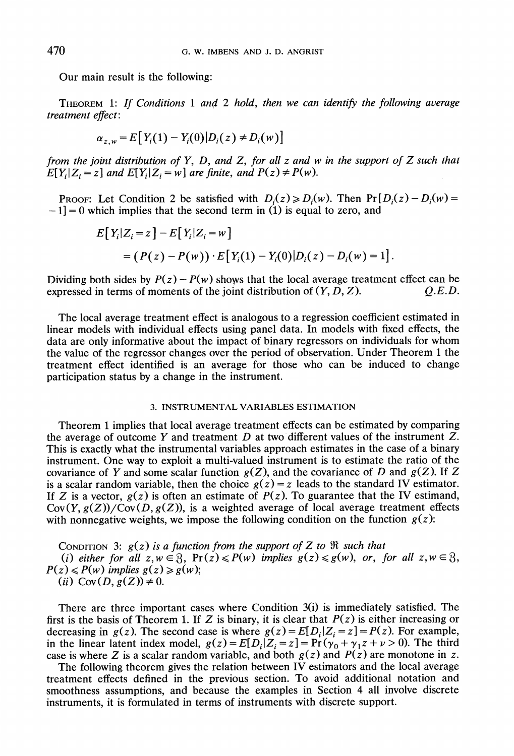Our main result is the following:

THEOREM 1: *If Conditions 1 and 2 hold, then we can identify the following average treatment effect*:

$$\alpha_{z,w} = E[Y_i(1) - Y_i(0) | D_i(z) \neq D_i(w)]$$

*from the joint distribution of Y, D, and Z, for all z and w in the support of Z such that* $E[Y_i | Z_i = z]$ *and* $E[Y_i | Z_i = w]$ *are finite, and* $P(z) \neq P(w)$.

PROOF: Let Condition 2 be satisfied with $D_i(z) \geqslant D_i(w)$. Then $\Pr[D_i(z) - D_i(w) = -1] = 0$ which implies that the second term in (1) is equal to zero, and

$$E[Y_i | Z_i = z] - E[Y_i | Z_i = w]$$
$$= (P(z) - P(w)) \cdot E[Y_i(1) - Y_i(0) | D_i(z) - D_i(w) = 1].$$

Dividing both sides by $P(z) - P(w)$ shows that the local average treatment effect can be expressed in terms of moments of the joint distribution of $(Y, D, Z)$. *Q.E.D.*

The local average treatment effect is analogous to a regression coefficient estimated in linear models with individual effects using panel data. In models with fixed effects, the data are only informative about the impact of binary regressors on individuals for whom the value of the regressor changes over the period of observation. Under Theorem 1 the treatment effect identified is an average for those who can be induced to change participation status by a change in the instrument.

## 3. INSTRUMENTAL VARIABLES ESTIMATION

Theorem 1 implies that local average treatment effects can be estimated by comparing the average of outcome $Y$ and treatment $D$ at two different values of the instrument $Z$. This is exactly what the instrumental variables approach estimates in the case of a binary instrument. One way to exploit a multi-valued instrument is to estimate the ratio of the covariance of $Y$ and some scalar function $g(Z)$, and the covariance of $D$ and $g(Z)$. If $Z$ is a scalar random variable, then the choice $g(z) = z$ leads to the standard IV estimator. If $Z$ is a vector, $g(z)$ is often an estimate of $P(z)$. To guarantee that the IV estimand, $\mathrm{Cov}(Y, g(Z))/\mathrm{Cov}(D, g(Z))$, is a weighted average of local average treatment effects with nonnegative weights, we impose the following condition on the function $g(z)$:

CONDITION 3: *$g(z)$ is a function from the support of $Z$ to $\Re$ such that*
*(i) either for all $z, w \in \mathfrak{Z}$, $\Pr(z) \leqslant P(w)$ implies $g(z) \leqslant g(w)$, or, for all $z, w \in \mathfrak{Z}$, $P(z) \leqslant P(w)$ implies $g(z) \geqslant g(w)$;*
*(ii) $\mathrm{Cov}(D, g(Z)) \neq 0$.*

There are three important cases where Condition 3(i) is immediately satisfied. The first is the basis of Theorem 1. If $Z$ is binary, it is clear that $P(z)$ is either increasing or decreasing in $g(z)$. The second case is where $g(z) = E[D_i | Z_i = z] = P(z)$. For example, in the linear latent index model, $g(z) = E[D_i | Z_i = z] = \Pr(\gamma_0 + \gamma_1 z + \nu > 0)$. The third case is where $Z$ is a scalar random variable, and both $g(z)$ and $P(z)$ are monotone in $z$.

The following theorem gives the relation between IV estimators and the local average treatment effects defined in the previous section. To avoid additional notation and smoothness assumptions, and because the examples in Section 4 all involve discrete instruments, it is formulated in terms of instruments with discrete support.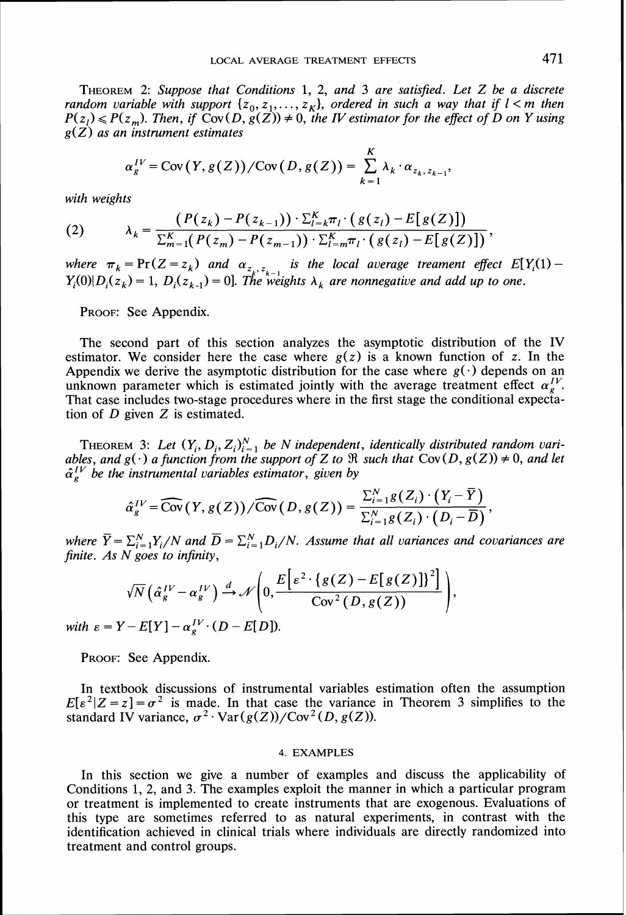THEOREM 2: *Suppose that Conditions* 1, 2, *and* 3 *are satisfied. Let $Z$ be a discrete random variable with support $\{z_0, z_1, \ldots, z_K\}$, ordered in such a way that if $l < m$ then $P(z_l) \leqslant P(z_m)$. Then, if $\text{Cov}(D, g(Z)) \neq 0$, the IV estimator for the effect of $D$ on $Y$ using $g(Z)$ as an instrument estimates*

$$\alpha_g^{IV} = \text{Cov}(Y, g(Z))/\text{Cov}(D, g(Z)) = \sum_{k=1}^{K} \lambda_k \cdot \alpha_{z_k, z_{k-1}},$$

*with weights*

$$\lambda_k = \frac{(P(z_k) - P(z_{k-1})) \cdot \sum_{l=k}^{K} \pi_l \cdot (g(z_l) - E[g(Z)])}{\sum_{m=1}^{K} (P(z_m) - P(z_{m-1})) \cdot \sum_{l=m}^{K} \pi_l \cdot (g(z_l) - E[g(Z)])}, \tag{2}$$

*where $\pi_k = \Pr(Z = z_k)$ and $\alpha_{z_k, z_{k-1}}$ is the local average treament effect $E[Y_i(1) - Y_i(0) | D_i(z_k) = 1, D_i(z_{k-1}) = 0]$. The weights $\lambda_k$ are nonnegative and add up to one.*

PROOF: See Appendix.

The second part of this section analyzes the asymptotic distribution of the IV estimator. We consider here the case where $g(z)$ is a known function of $z$. In the Appendix we derive the asymptotic distribution for the case where $g(\cdot)$ depends on an unknown parameter which is estimated jointly with the average treatment effect $\alpha_g^{IV}$. That case includes two-stage procedures where in the first stage the conditional expectation of $D$ given $Z$ is estimated.

THEOREM 3: *Let $(Y_i, D_i, Z_i)_{i=1}^{N}$ be $N$ independent, identically distributed random variables, and $g(\cdot)$ a function from the support of $Z$ to $\mathfrak{R}$ such that $\text{Cov}(D, g(Z)) \neq 0$, and let $\hat{\alpha}_g^{IV}$ be the instrumental variables estimator, given by*

$$\hat{\alpha}_g^{IV} = \widehat{\text{Cov}}(Y, g(Z))/\widehat{\text{Cov}}(D, g(Z)) = \frac{\sum_{i=1}^{N} g(Z_i) \cdot (Y_i - \bar{Y})}{\sum_{i=1}^{N} g(Z_i) \cdot (D_i - \bar{D})},$$

*where $\bar{Y} = \sum_{i=1}^{N} Y_i/N$ and $\bar{D} = \sum_{i=1}^{N} D_i/N$. Assume that all variances and covariances are finite. As $N$ goes to infinity,*

$$\sqrt{N}\left(\hat{\alpha}_g^{IV} - \alpha_g^{IV}\right) \xrightarrow{d} \mathcal{N}\left(0, \frac{E\left[\varepsilon^2 \cdot \{g(Z) - E[g(Z)]\}^2\right]}{\text{Cov}^2(D, g(Z))}\right),$$

*with $\varepsilon = Y - E[Y] - \alpha_g^{IV} \cdot (D - E[D])$.*

PROOF: See Appendix.

In textbook discussions of instrumental variables estimation often the assumption $E[\varepsilon^2 | Z = z] = \sigma^2$ is made. In that case the variance in Theorem 3 simplifies to the standard IV variance, $\sigma^2 \cdot \text{Var}(g(Z))/\text{Cov}^2(D, g(Z))$.

## 4. EXAMPLES

In this section we give a number of examples and discuss the applicability of Conditions 1, 2, and 3. The examples exploit the manner in which a particular program or treatment is implemented to create instruments that are exogenous. Evaluations of this type are sometimes referred to as natural experiments, in contrast with the identification achieved in clinical trials where individuals are directly randomized into treatment and control groups.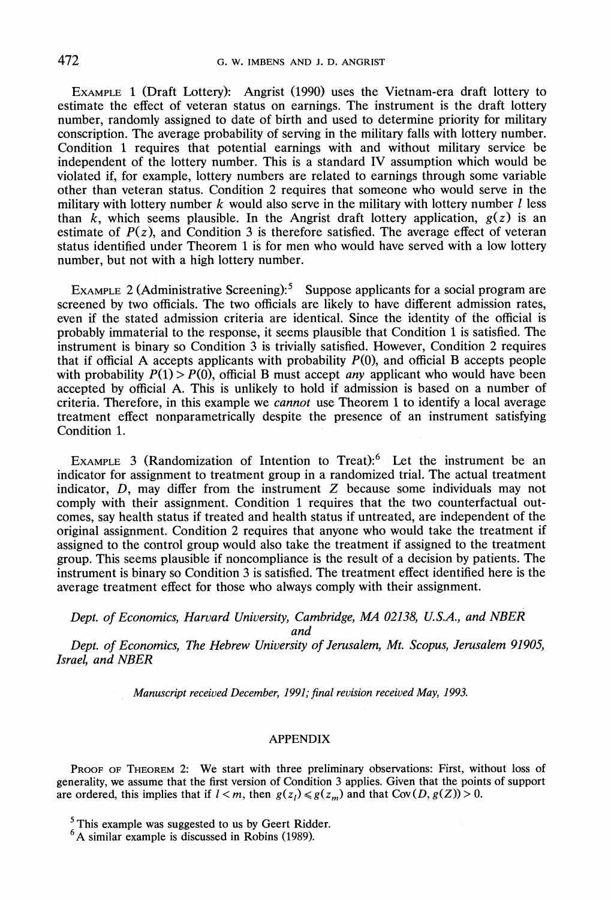Example 1 (Draft Lottery): Angrist (1990) uses the Vietnam-era draft lottery to estimate the effect of veteran status on earnings. The instrument is the draft lottery number, randomly assigned to date of birth and used to determine priority for military conscription. The average probability of serving in the military falls with lottery number. Condition 1 requires that potential earnings with and without military service be independent of the lottery number. This is a standard IV assumption which would be violated if, for example, lottery numbers are related to earnings through some variable other than veteran status. Condition 2 requires that someone who would serve in the military with lottery number $k$ would also serve in the military with lottery number $l$ less than $k$, which seems plausible. In the Angrist draft lottery application, $g(z)$ is an estimate of $P(z)$, and Condition 3 is therefore satisfied. The average effect of veteran status identified under Theorem 1 is for men who would have served with a low lottery number, but not with a high lottery number.

Example 2 (Administrative Screening):[5] Suppose applicants for a social program are screened by two officials. The two officials are likely to have different admission rates, even if the stated admission criteria are identical. Since the identity of the official is probably immaterial to the response, it seems plausible that Condition 1 is satisfied. The instrument is binary so Condition 3 is trivially satisfied. However, Condition 2 requires that if official A accepts applicants with probability $P(0)$, and official B accepts people with probability $P(1) > P(0)$, official B must accept *any* applicant who would have been accepted by official A. This is unlikely to hold if admission is based on a number of criteria. Therefore, in this example we *cannot* use Theorem 1 to identify a local average treatment effect nonparametrically despite the presence of an instrument satisfying Condition 1.

Example 3 (Randomization of Intention to Treat):[6] Let the instrument be an indicator for assignment to treatment group in a randomized trial. The actual treatment indicator, $D$, may differ from the instrument $Z$ because some individuals may not comply with their assignment. Condition 1 requires that the two counterfactual outcomes, say health status if treated and health status if untreated, are independent of the original assignment. Condition 2 requires that anyone who would take the treatment if assigned to the control group would also take the treatment if assigned to the treatment group. This seems plausible if noncompliance is the result of a decision by patients. The instrument is binary so Condition 3 is satisfied. The treatment effect identified here is the average treatment effect for those who always comply with their assignment.

*Dept. of Economics, Harvard University, Cambridge, MA 02138, U.S.A., and NBER*

*and*

*Dept. of Economics, The Hebrew University of Jerusalem, Mt. Scopus, Jerusalem 91905, Israel, and NBER*

*Manuscript received December, 1991; final revision received May, 1993.*

## APPENDIX

Proof of Theorem 2: We start with three preliminary observations: First, without loss of generality, we assume that the first version of Condition 3 applies. Given that the points of support are ordered, this implies that if $l < m$, then $g(z_l) \leqslant g(z_m)$ and that $\operatorname{Cov}(D, g(Z)) > 0$.

[5] This example was suggested to us by Geert Ridder.

[6] A similar example is discussed in Robins (1989).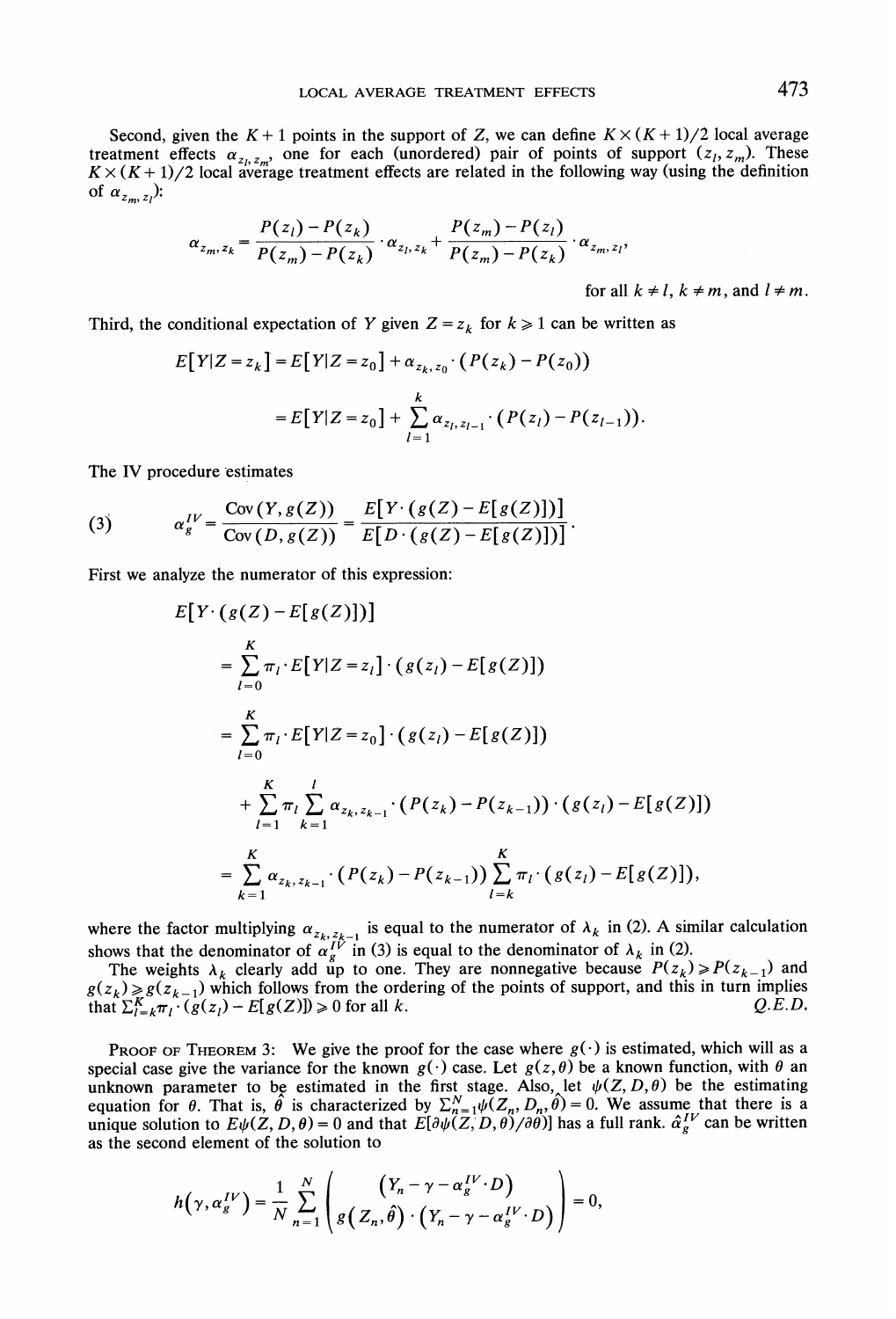Second, given the $K+1$ points in the support of $Z$, we can define $K \times (K+1)/2$ local average treatment effects $\alpha_{z_l, z_m}$, one for each (unordered) pair of points of support $(z_l, z_m)$. These $K \times (K+1)/2$ local average treatment effects are related in the following way (using the definition of $\alpha_{z_m, z_l}$):

$$\alpha_{z_m, z_k} = \frac{P(z_l) - P(z_k)}{P(z_m) - P(z_k)} \cdot \alpha_{z_l, z_k} + \frac{P(z_m) - P(z_l)}{P(z_m) - P(z_k)} \cdot \alpha_{z_m, z_l},$$

for all $k \neq l$, $k \neq m$, and $l \neq m$.

Third, the conditional expectation of $Y$ given $Z = z_k$ for $k \geqslant 1$ can be written as

$$\begin{aligned} E[Y|Z = z_k] &= E[Y|Z = z_0] + \alpha_{z_k, z_0} \cdot (P(z_k) - P(z_0)) \\ &= E[Y|Z = z_0] + \sum_{l=1}^{k} \alpha_{z_l, z_{l-1}} \cdot (P(z_l) - P(z_{l-1})). \end{aligned}$$

The IV procedure estimates

$$\alpha_g^{IV} = \frac{\text{Cov}(Y, g(Z))}{\text{Cov}(D, g(Z))} = \frac{E[Y \cdot (g(Z) - E[g(Z)])]}{E[D \cdot (g(Z) - E[g(Z)])]}. \tag{3}$$

First we analyze the numerator of this expression:

$$\begin{aligned} &E[Y \cdot (g(Z) - E[g(Z)])] \\ &= \sum_{l=0}^{K} \pi_l \cdot E[Y|Z = z_l] \cdot (g(z_l) - E[g(Z)]) \\ &= \sum_{l=0}^{K} \pi_l \cdot E[Y|Z = z_0] \cdot (g(z_l) - E[g(Z)]) \\ &\quad + \sum_{l=1}^{K} \pi_l \sum_{k=1}^{l} \alpha_{z_k, z_{k-1}} \cdot (P(z_k) - P(z_{k-1})) \cdot (g(z_l) - E[g(Z)]) \\ &= \sum_{k=1}^{K} \alpha_{z_k, z_{k-1}} \cdot (P(z_k) - P(z_{k-1})) \sum_{l=k}^{K} \pi_l \cdot (g(z_l) - E[g(Z)]), \end{aligned}$$

where the factor multiplying $\alpha_{z_k, z_{k-1}}$ is equal to the numerator of $\lambda_k$ in (2). A similar calculation shows that the denominator of $\alpha_g^{IV}$ in (3) is equal to the denominator of $\lambda_k$ in (2).

The weights $\lambda_k$ clearly add up to one. They are nonnegative because $P(z_k) \geqslant P(z_{k-1})$ and $g(z_k) \geqslant g(z_{k-1})$ which follows from the ordering of the points of support, and this in turn implies that $\sum_{l=k}^{K} \pi_l \cdot (g(z_l) - E[g(Z)]) \geqslant 0$ for all $k$. Q.E.D.

PROOF OF THEOREM 3: We give the proof for the case where $g(\cdot)$ is estimated, which will as a special case give the variance for the known $g(\cdot)$ case. Let $g(z, \theta)$ be a known function, with $\theta$ an unknown parameter to be estimated in the first stage. Also, let $\psi(Z, D, \theta)$ be the estimating equation for $\theta$. That is, $\hat{\theta}$ is characterized by $\sum_{n=1}^{N} \psi(Z_n, D_n, \hat{\theta}) = 0$. We assume that there is a unique solution to $E\psi(Z, D, \theta) = 0$ and that $E[\partial\psi(Z, D, \theta)/\partial\theta)]$ has a full rank. $\hat{\alpha}_g^{IV}$ can be written as the second element of the solution to

$$h(\gamma, \alpha_g^{IV}) = \frac{1}{N} \sum_{n=1}^{N} \begin{pmatrix} (Y_n - \gamma - \alpha_g^{IV} \cdot D) \\ g(Z_n, \hat{\theta}) \cdot (Y_n - \gamma - \alpha_g^{IV} \cdot D) \end{pmatrix} = 0,$$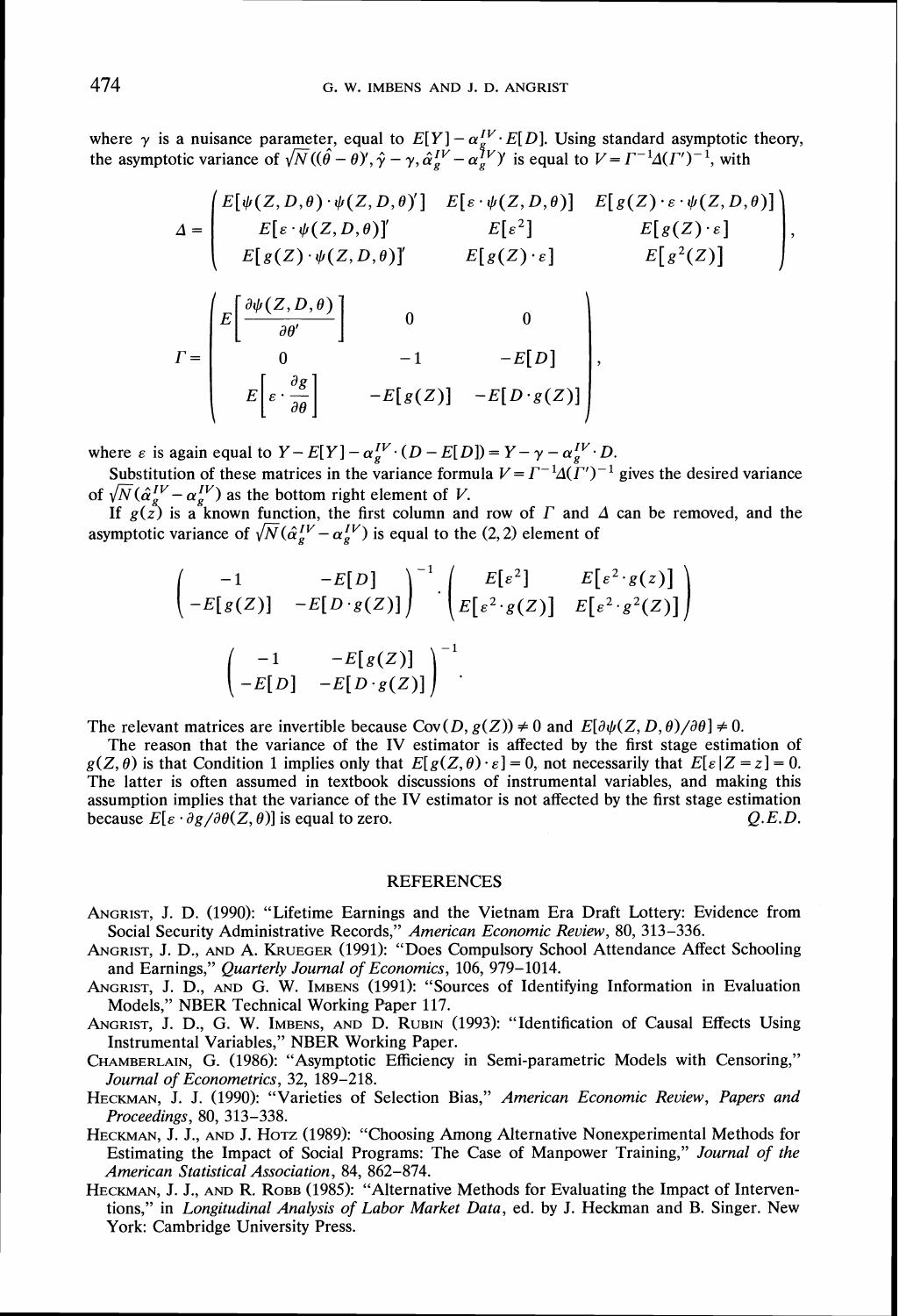where $\gamma$ is a nuisance parameter, equal to $E[Y] - \alpha_g^{IV} \cdot E[D]$. Using standard asymptotic theory, the asymptotic variance of $\sqrt{N}((\hat{\theta} - \theta)', \hat{\gamma} - \gamma, \hat{\alpha}_g^{IV} - \alpha_g^{IV})'$ is equal to $V = \Gamma^{-1}\Delta(\Gamma')^{-1}$, with

$$\Delta = \begin{pmatrix} E[\psi(Z,D,\theta) \cdot \psi(Z,D,\theta)'] & E[\varepsilon \cdot \psi(Z,D,\theta)] & E[g(Z) \cdot \varepsilon \cdot \psi(Z,D,\theta)] \\ E[\varepsilon \cdot \psi(Z,D,\theta)]' & E[\varepsilon^2] & E[g(Z) \cdot \varepsilon] \\ E[g(Z) \cdot \psi(Z,D,\theta)]' & E[g(Z) \cdot \varepsilon] & E[g^2(Z)] \end{pmatrix},$$

$$\Gamma = \begin{pmatrix} E\left[\dfrac{\partial \psi(Z,D,\theta)}{\partial \theta'}\right] & 0 & 0 \\ 0 & -1 & -E[D] \\ E\left[\varepsilon \cdot \dfrac{\partial g}{\partial \theta}\right] & -E[g(Z)] & -E[D \cdot g(Z)] \end{pmatrix},$$

where $\varepsilon$ is again equal to $Y - E[Y] - \alpha_g^{IV} \cdot (D - E[D]) = Y - \gamma - \alpha_g^{IV} \cdot D$.

Substitution of these matrices in the variance formula $V = \Gamma^{-1}\Delta(\Gamma')^{-1}$ gives the desired variance of $\sqrt{N}(\hat{\alpha}_g^{IV} - \alpha_g^{IV})$ as the bottom right element of $V$.

If $g(z)$ is a known function, the first column and row of $\Gamma$ and $\Delta$ can be removed, and the asymptotic variance of $\sqrt{N}(\hat{\alpha}_g^{IV} - \alpha_g^{IV})$ is equal to the (2,2) element of

$$\begin{pmatrix} -1 & -E[D] \\ -E[g(Z)] & -E[D \cdot g(Z)] \end{pmatrix}^{-1} \cdot \begin{pmatrix} E[\varepsilon^2] & E[\varepsilon^2 \cdot g(z)] \\ E[\varepsilon^2 \cdot g(Z)] & E[\varepsilon^2 \cdot g^2(Z)] \end{pmatrix}$$

$$\begin{pmatrix} -1 & -E[g(Z)] \\ -E[D] & -E[D \cdot g(Z)] \end{pmatrix}^{-1}.$$

The relevant matrices are invertible because $\text{Cov}(D, g(Z)) \neq 0$ and $E[\partial\psi(Z,D,\theta)/\partial\theta] \neq 0$.

The reason that the variance of the IV estimator is affected by the first stage estimation of $g(Z,\theta)$ is that Condition 1 implies only that $E[g(Z,\theta) \cdot \varepsilon] = 0$, not necessarily that $E[\varepsilon | Z = z] = 0$. The latter is often assumed in textbook discussions of instrumental variables, and making this assumption implies that the variance of the IV estimator is not affected by the first stage estimation because $E[\varepsilon \cdot \partial g/\partial\theta(Z,\theta)]$ is equal to zero. *Q.E.D.*

## REFERENCES

Angrist, J. D. (1990): "Lifetime Earnings and the Vietnam Era Draft Lottery: Evidence from Social Security Administrative Records," *American Economic Review*, 80, 313–336.

Angrist, J. D., and A. Krueger (1991): "Does Compulsory School Attendance Affect Schooling and Earnings," *Quarterly Journal of Economics*, 106, 979–1014.

Angrist, J. D., and G. W. Imbens (1991): "Sources of Identifying Information in Evaluation Models," NBER Technical Working Paper 117.

Angrist, J. D., G. W. Imbens, and D. Rubin (1993): "Identification of Causal Effects Using Instrumental Variables," NBER Working Paper.

Chamberlain, G. (1986): "Asymptotic Efficiency in Semi-parametric Models with Censoring," *Journal of Econometrics*, 32, 189–218.

Heckman, J. J. (1990): "Varieties of Selection Bias," *American Economic Review, Papers and Proceedings*, 80, 313–338.

Heckman, J. J., and J. Hotz (1989): "Choosing Among Alternative Nonexperimental Methods for Estimating the Impact of Social Programs: The Case of Manpower Training," *Journal of the American Statistical Association*, 84, 862–874.

Heckman, J. J., and R. Robb (1985): "Alternative Methods for Evaluating the Impact of Interventions," in *Longitudinal Analysis of Labor Market Data*, ed. by J. Heckman and B. Singer. New York: Cambridge University Press.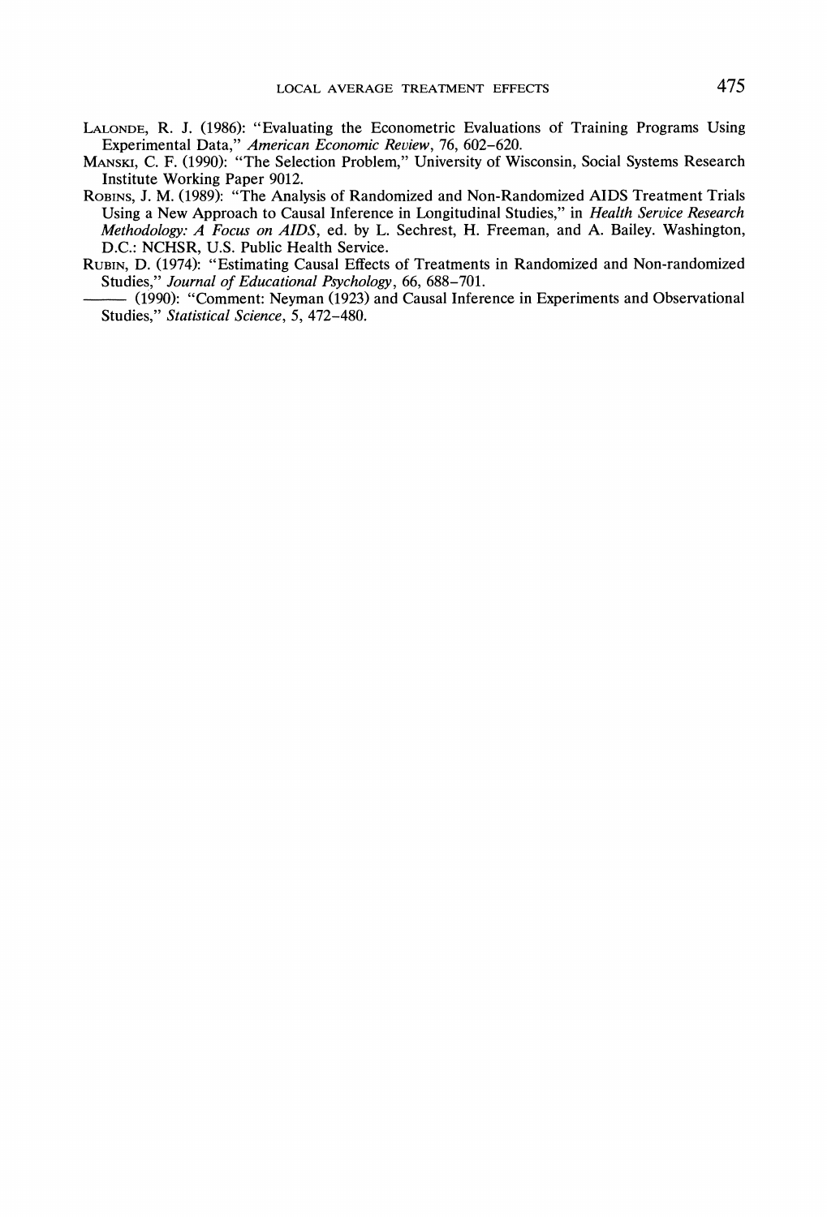LALONDE, R. J. (1986): "Evaluating the Econometric Evaluations of Training Programs Using Experimental Data," *American Economic Review*, 76, 602–620.

MANSKI, C. F. (1990): "The Selection Problem," University of Wisconsin, Social Systems Research Institute Working Paper 9012.

ROBINS, J. M. (1989): "The Analysis of Randomized and Non-Randomized AIDS Treatment Trials Using a New Approach to Causal Inference in Longitudinal Studies," in *Health Service Research Methodology: A Focus on AIDS*, ed. by L. Sechrest, H. Freeman, and A. Bailey. Washington, D.C.: NCHSR, U.S. Public Health Service.

RUBIN, D. (1974): "Estimating Causal Effects of Treatments in Randomized and Non-randomized Studies," *Journal of Educational Psychology*, 66, 688–701.

——— (1990): "Comment: Neyman (1923) and Causal Inference in Experiments and Observational Studies," *Statistical Science*, 5, 472–480.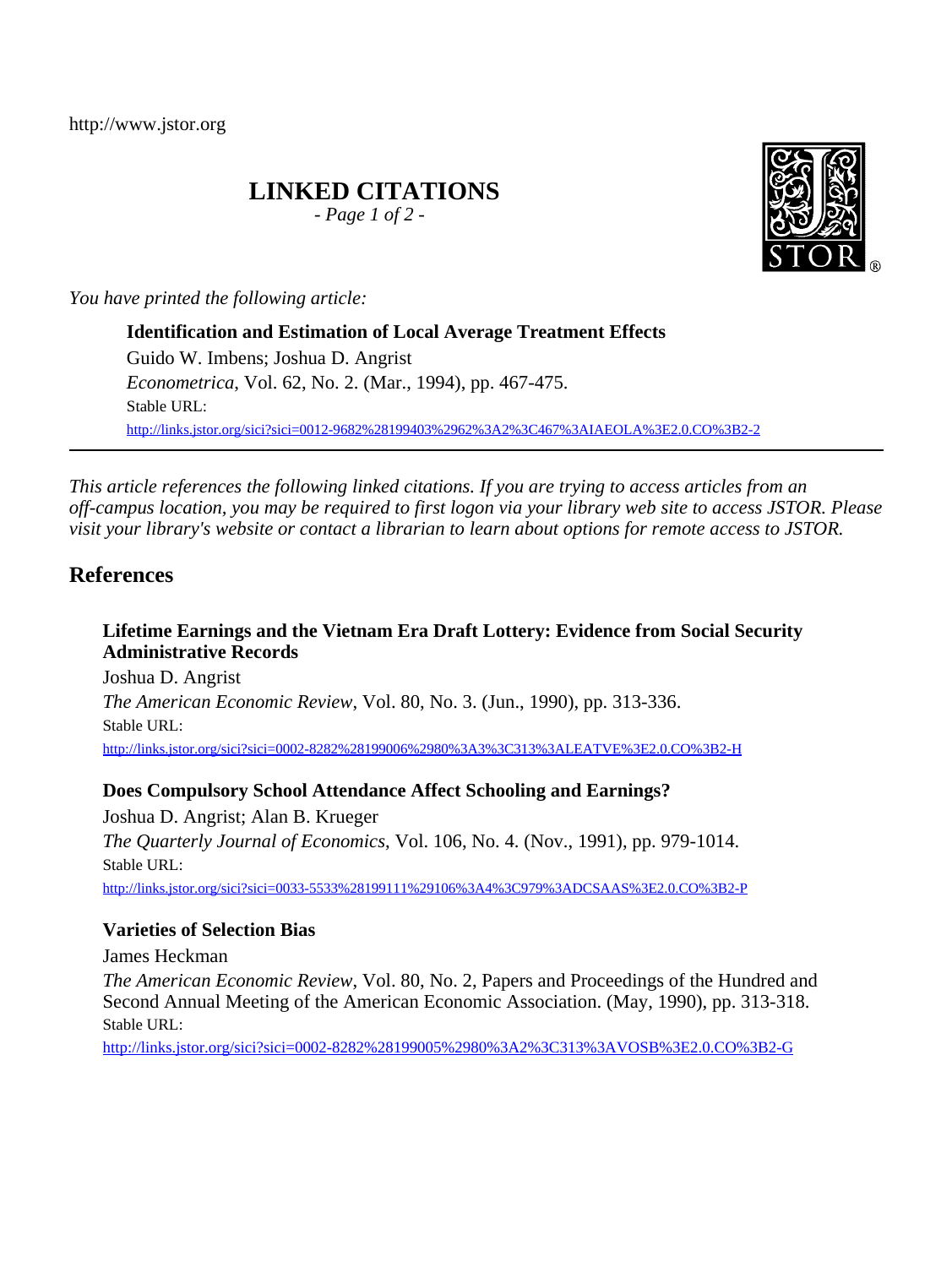http://www.jstor.org

# LINKED CITATIONS

*- Page 1 of 2 -*

*You have printed the following article:*

**Identification and Estimation of Local Average Treatment Effects**
Guido W. Imbens; Joshua D. Angrist
*Econometrica*, Vol. 62, No. 2. (Mar., 1994), pp. 467-475.
Stable URL:
http://links.jstor.org/sici?sici=0012-9682%28199403%2962%3A2%3C467%3AIAEOLA%3E2.0.CO%3B2-2

---

*This article references the following linked citations. If you are trying to access articles from an off-campus location, you may be required to first logon via your library web site to access JSTOR. Please visit your library's website or contact a librarian to learn about options for remote access to JSTOR.*

## References

**Lifetime Earnings and the Vietnam Era Draft Lottery: Evidence from Social Security Administrative Records**
Joshua D. Angrist
*The American Economic Review*, Vol. 80, No. 3. (Jun., 1990), pp. 313-336.
Stable URL:
http://links.jstor.org/sici?sici=0002-8282%28199006%2980%3A3%3C313%3ALEATVE%3E2.0.CO%3B2-H

**Does Compulsory School Attendance Affect Schooling and Earnings?**
Joshua D. Angrist; Alan B. Krueger
*The Quarterly Journal of Economics*, Vol. 106, No. 4. (Nov., 1991), pp. 979-1014.
Stable URL:
http://links.jstor.org/sici?sici=0033-5533%28199111%29106%3A4%3C979%3ADCSAAS%3E2.0.CO%3B2-P

**Varieties of Selection Bias**
James Heckman
*The American Economic Review*, Vol. 80, No. 2, Papers and Proceedings of the Hundred and Second Annual Meeting of the American Economic Association. (May, 1990), pp. 313-318.
Stable URL:
http://links.jstor.org/sici?sici=0002-8282%28199005%2980%3A2%3C313%3AVOSB%3E2.0.CO%3B2-G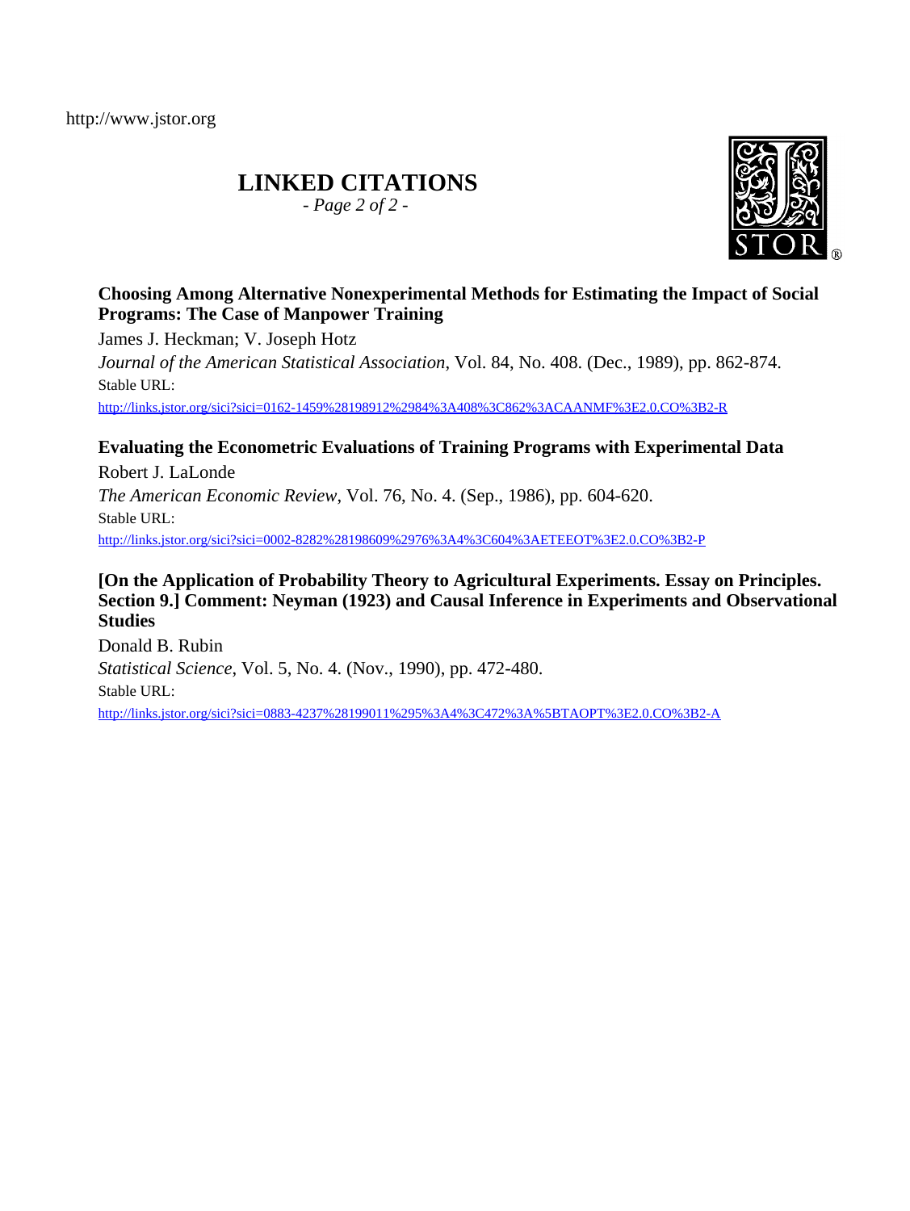# LINKED CITATIONS

**Choosing Among Alternative Nonexperimental Methods for Estimating the Impact of Social Programs: The Case of Manpower Training**

James J. Heckman; V. Joseph Hotz

*Journal of the American Statistical Association*, Vol. 84, No. 408. (Dec., 1989), pp. 862-874.

Stable URL:

http://links.jstor.org/sici?sici=0162-1459%28198912%2984%3A408%3C862%3ACAANMF%3E2.0.CO%3B2-R

**Evaluating the Econometric Evaluations of Training Programs with Experimental Data**

Robert J. LaLonde

*The American Economic Review*, Vol. 76, No. 4. (Sep., 1986), pp. 604-620.

Stable URL:

http://links.jstor.org/sici?sici=0002-8282%28198609%2976%3A4%3C604%3AETEEOT%3E2.0.CO%3B2-P

**[On the Application of Probability Theory to Agricultural Experiments. Essay on Principles. Section 9.] Comment: Neyman (1923) and Causal Inference in Experiments and Observational Studies**

Donald B. Rubin

*Statistical Science*, Vol. 5, No. 4. (Nov., 1990), pp. 472-480.

Stable URL:

http://links.jstor.org/sici?sici=0883-4237%28199011%295%3A4%3C472%3A%5BTAOPT%3E2.0.CO%3B2-A